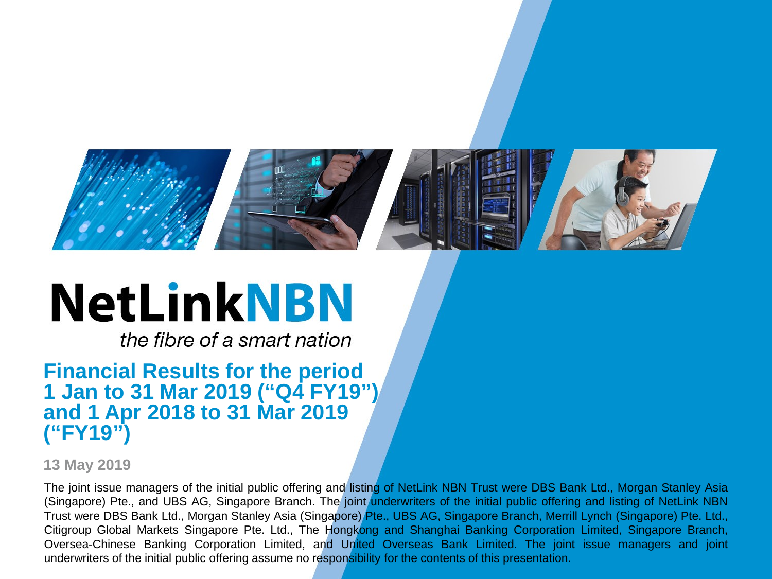# NetLinkNBN

*the fibre of a smart nation*

## Financial Results for the period 1 Jan to 31 Mar 2019 ("Q4 FY19") and 1 Apr 2018 to 31 Mar 2019 ("FY19")

**13 May 2019**

The joint issue managers of the initial public offering and listing of NetLink NBN Trust were DBS Bank Ltd., Morgan Stanley Asia (Singapore) Pte., and UBS AG, Singapore Branch. The joint underwriters of the initial public offering and listing of NetLink NBN Trust were DBS Bank Ltd., Morgan Stanley Asia (Singapore) Pte., UBS AG, Singapore Branch, Merrill Lynch (Singapore) Pte. Ltd., Citigroup Global Markets Singapore Pte. Ltd., The Hongkong and Shanghai Banking Corporation Limited, Singapore Branch, Oversea-Chinese Banking Corporation Limited, and United Overseas Bank Limited. The joint issue managers and joint underwriters of the initial public offering assume no responsibility for the contents of this presentation.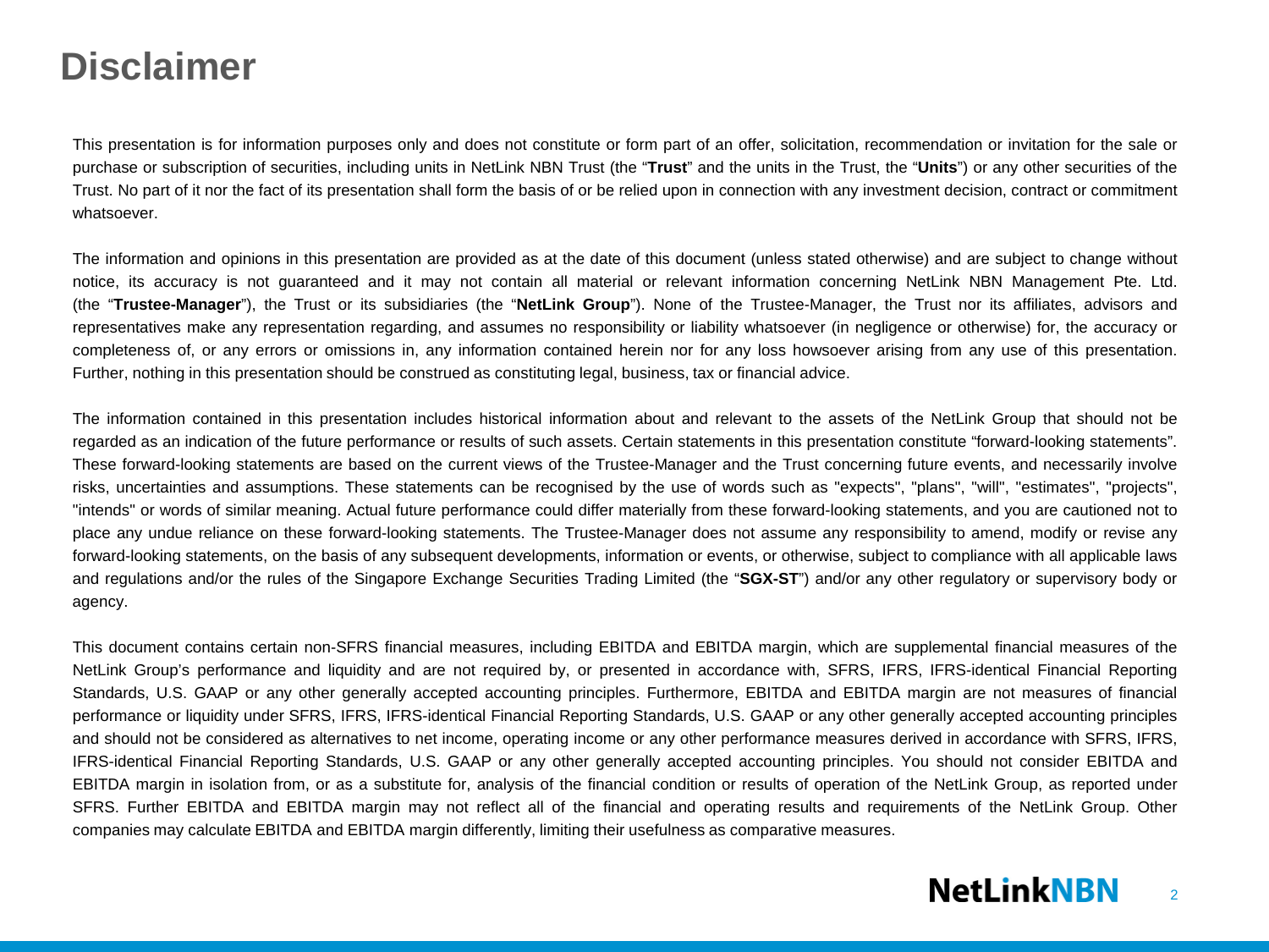# Disclaimer

This presentation is for information purposes only and does not constitute or form part of an offer, solicitation, recommendation or invitation for the sale or purchase or subscription of securities, including units in NetLink NBN Trust (the "**Trust**" and the units in the Trust, the "**Units**") or any other securities of the Trust. No part of it nor the fact of its presentation shall form the basis of or be relied upon in connection with any investment decision, contract or commitment whatsoever.

The information and opinions in this presentation are provided as at the date of this document (unless stated otherwise) and are subject to change without notice, its accuracy is not guaranteed and it may not contain all material or relevant information concerning NetLink NBN Management Pte. Ltd. (the "**Trustee-Manager**"), the Trust or its subsidiaries (the "**NetLink Group**"). None of the Trustee-Manager, the Trust nor its affiliates, advisors and representatives make any representation regarding, and assumes no responsibility or liability whatsoever (in negligence or otherwise) for, the accuracy or completeness of, or any errors or omissions in, any information contained herein nor for any loss howsoever arising from any use of this presentation. Further, nothing in this presentation should be construed as constituting legal, business, tax or financial advice.

The information contained in this presentation includes historical information about and relevant to the assets of the NetLink Group that should not be regarded as an indication of the future performance or results of such assets. Certain statements in this presentation constitute "forward-looking statements". These forward-looking statements are based on the current views of the Trustee-Manager and the Trust concerning future events, and necessarily involve risks, uncertainties and assumptions. These statements can be recognised by the use of words such as "expects", "plans", "will", "estimates", "projects", "intends" or words of similar meaning. Actual future performance could differ materially from these forward-looking statements, and you are cautioned not to place any undue reliance on these forward-looking statements. The Trustee-Manager does not assume any responsibility to amend, modify or revise any forward-looking statements, on the basis of any subsequent developments, information or events, or otherwise, subject to compliance with all applicable laws and regulations and/or the rules of the Singapore Exchange Securities Trading Limited (the "**SGX-ST**") and/or any other regulatory or supervisory body or agency.

This document contains certain non-SFRS financial measures, including EBITDA and EBITDA margin, which are supplemental financial measures of the NetLink Group's performance and liquidity and are not required by, or presented in accordance with, SFRS, IFRS, IFRS-identical Financial Reporting Standards, U.S. GAAP or any other generally accepted accounting principles. Furthermore, EBITDA and EBITDA margin are not measures of financial performance or liquidity under SFRS, IFRS, IFRS-identical Financial Reporting Standards, U.S. GAAP or any other generally accepted accounting principles and should not be considered as alternatives to net income, operating income or any other performance measures derived in accordance with SFRS, IFRS, IFRS-identical Financial Reporting Standards, U.S. GAAP or any other generally accepted accounting principles. You should not consider EBITDA and EBITDA margin in isolation from, or as a substitute for, analysis of the financial condition or results of operation of the NetLink Group, as reported under SFRS. Further EBITDA and EBITDA margin may not reflect all of the financial and operating results and requirements of the NetLink Group. Other companies may calculate EBITDA and EBITDA margin differently, limiting their usefulness as comparative measures.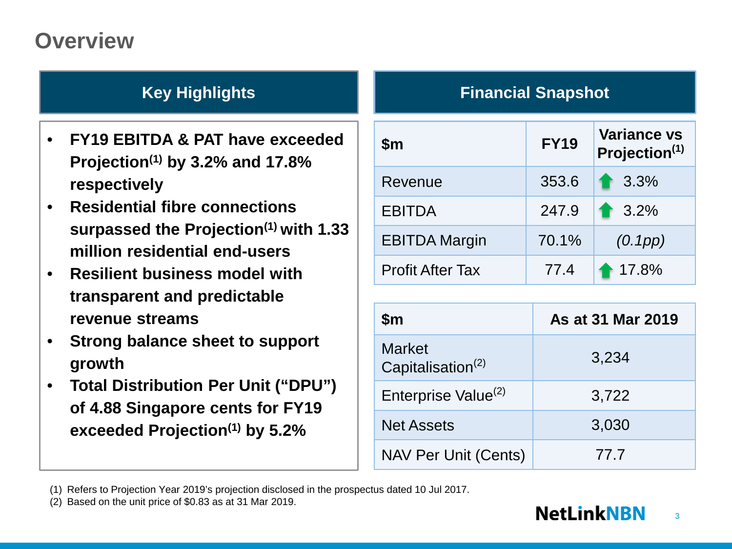# Overview

## Key Highlights

- **FY19 EBITDA & PAT have exceeded Projection[1] by 3.2% and 17.8% respectively**
- **Residential fibre connections surpassed the Projection[1] with 1.33 million residential end-users**
- **Resilient business model with transparent and predictable revenue streams**
- **Strong balance sheet to support growth**
- **Total Distribution Per Unit ("DPU") of 4.88 Singapore cents for FY19 exceeded Projection[1] by 5.2%**

## Financial Snapshot

| $m | FY19 | Variance vs Projection[1] |
|---|---|---|
| Revenue | 353.6 | ⬆ 3.3% |
| EBITDA | 247.9 | ⬆ 3.2% |
| EBITDA Margin | 70.1% | *(0.1pp)* |
| Profit After Tax | 77.4 | ⬆ 17.8% |

| $m | As at 31 Mar 2019 |
|---|---|
| Market Capitalisation[2] | 3,234 |
| Enterprise Value[2] | 3,722 |
| Net Assets | 3,030 |
| NAV Per Unit (Cents) | 77.7 |

(1) Refers to Projection Year 2019's projection disclosed in the prospectus dated 10 Jul 2017.
(2) Based on the unit price of $0.83 as at 31 Mar 2019.

NetLinkNBN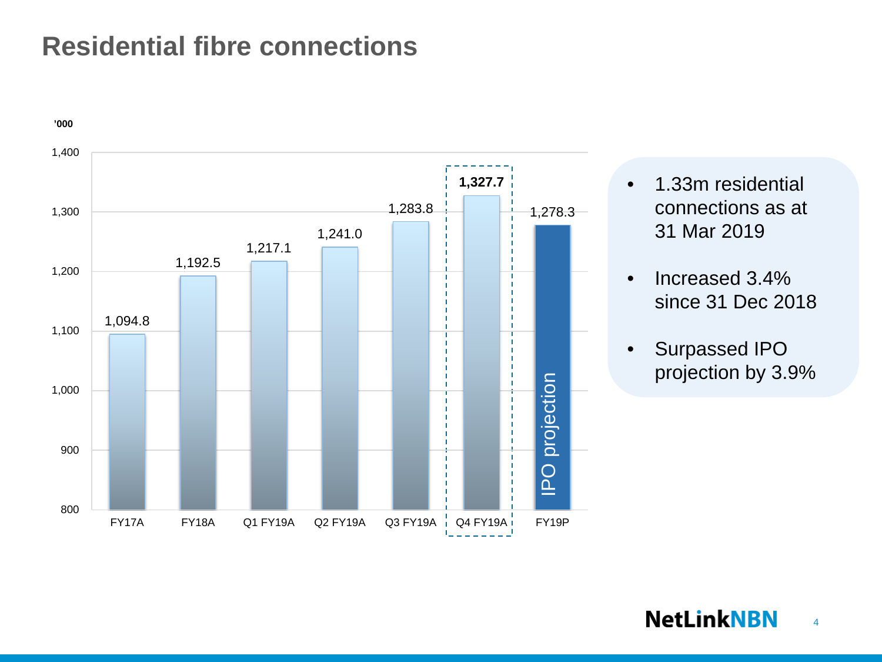# Residential fibre connections

’000

| | FY17A | FY18A | Q1 FY19A | Q2 FY19A | Q3 FY19A | Q4 FY19A | FY19P (IPO projection) |
|---|---|---|---|---|---|---|---|
| Residential fibre connections | 1,094.8 | 1,192.5 | 1,217.1 | 1,241.0 | 1,283.8 | **1,327.7** | 1,278.3 |

- 1.33m residential connections as at 31 Mar 2019
- Increased 3.4% since 31 Dec 2018
- Surpassed IPO projection by 3.9%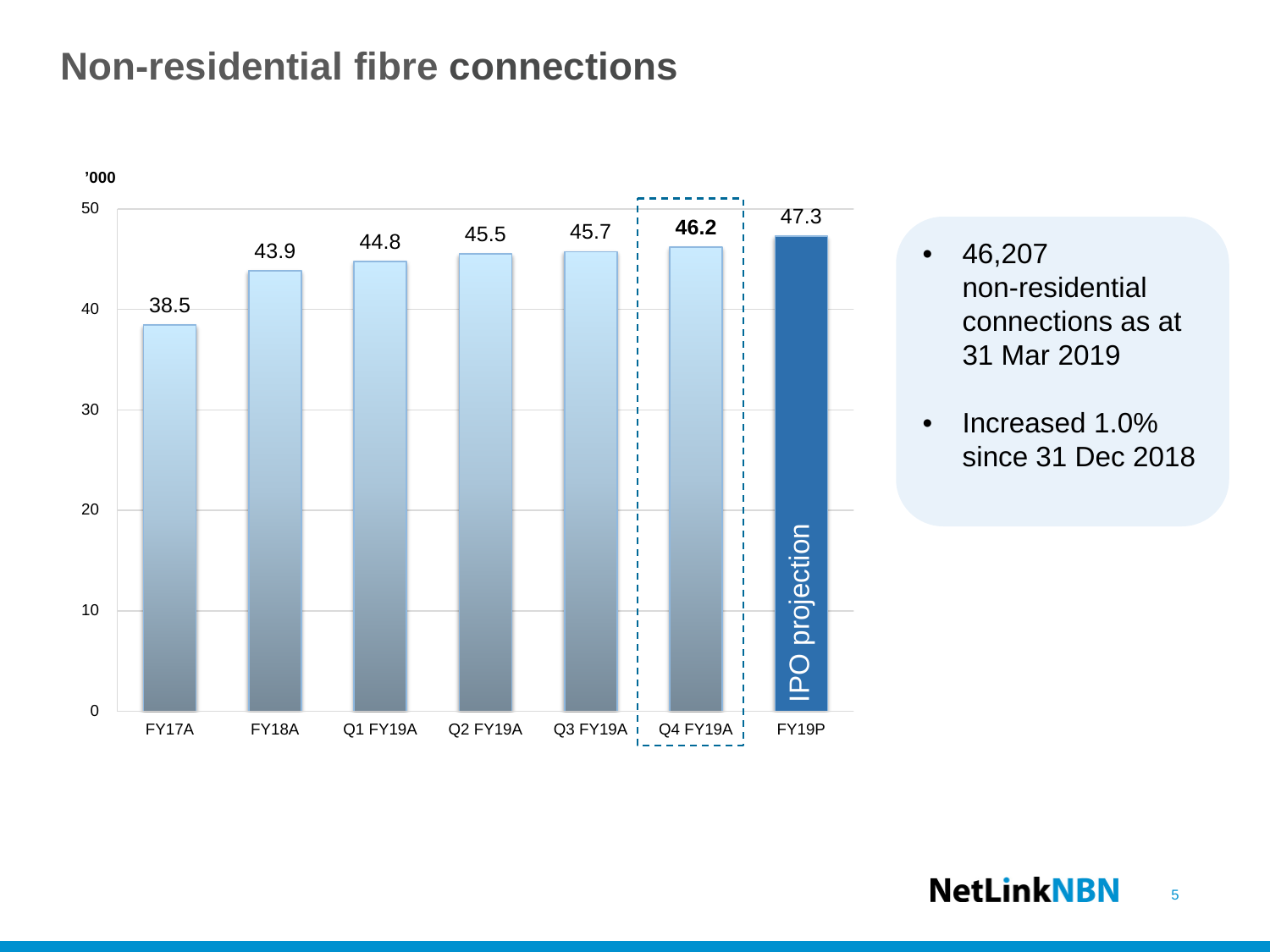# Non-residential fibre connections

’000

| | FY17A | FY18A | Q1 FY19A | Q2 FY19A | Q3 FY19A | Q4 FY19A | FY19P (IPO projection) |
|---|---|---|---|---|---|---|---|
| Non-residential fibre connections | 38.5 | 43.9 | 44.8 | 45.5 | 45.7 | **46.2** | 47.3 |

- 46,207 non-residential connections as at 31 Mar 2019
- Increased 1.0% since 31 Dec 2018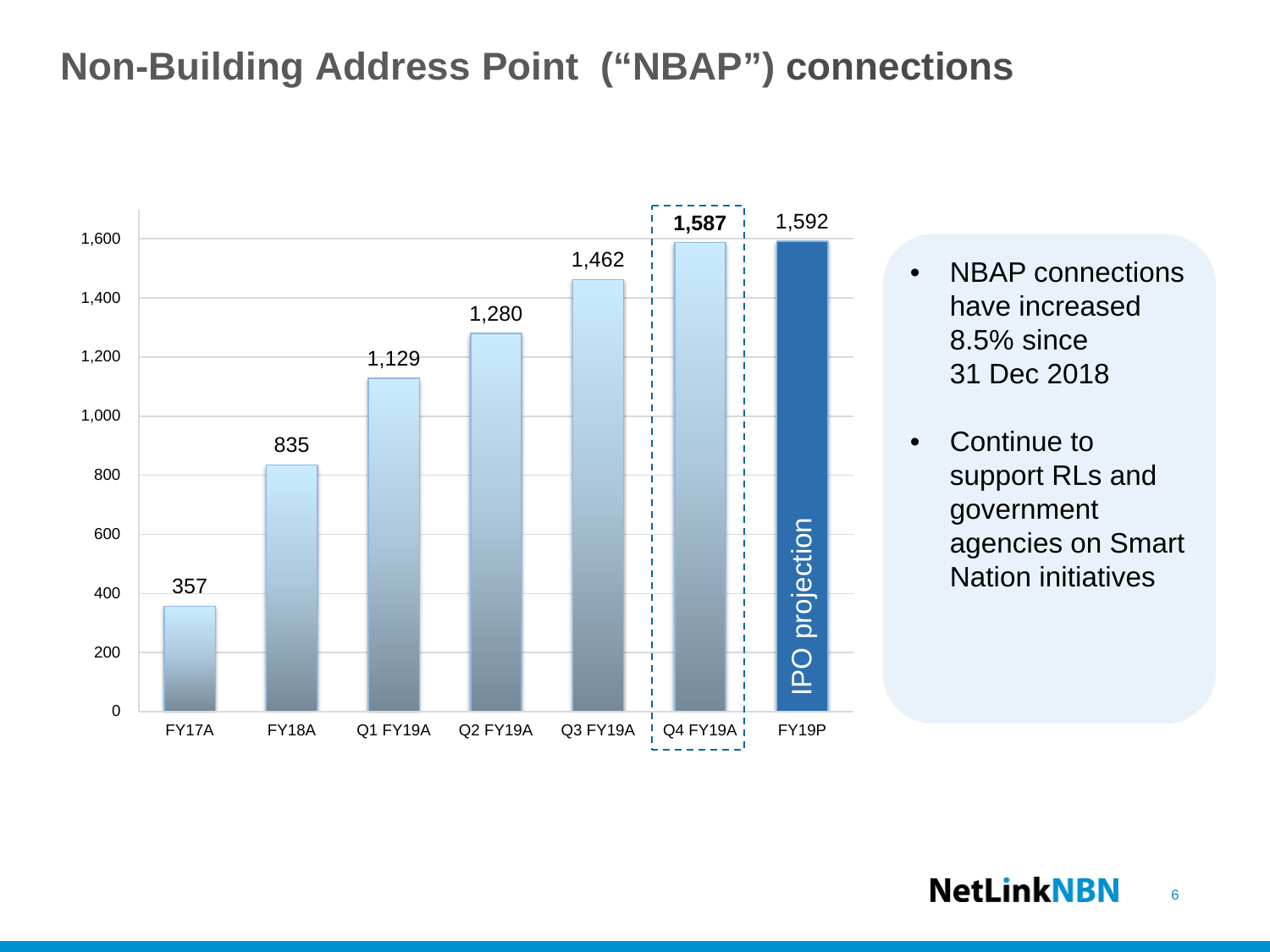# Non-Building Address Point ("NBAP") connections

| Period | NBAP connections |
| --- | --- |
| FY17A | 357 |
| FY18A | 835 |
| Q1 FY19A | 1,129 |
| Q2 FY19A | 1,280 |
| Q3 FY19A | 1,462 |
| **Q4 FY19A** | **1,587** |
| FY19P (IPO projection) | 1,592 |

- NBAP connections have increased 8.5% since 31 Dec 2018
- Continue to support RLs and government agencies on Smart Nation initiatives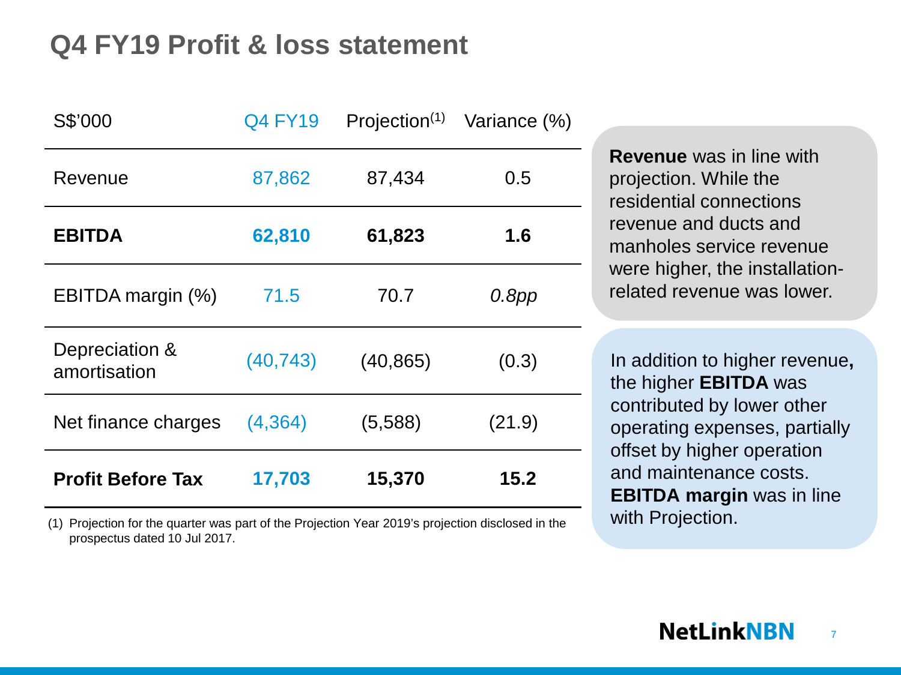# Q4 FY19 Profit & loss statement

| S$'000 | Q4 FY19 | Projection[1] | Variance (%) |
|---|---|---|---|
| Revenue | 87,862 | 87,434 | 0.5 |
| **EBITDA** | **62,810** | **61,823** | **1.6** |
| EBITDA margin (%) | 71.5 | 70.7 | *0.8pp* |
| Depreciation & amortisation | (40,743) | (40,865) | (0.3) |
| Net finance charges | (4,364) | (5,588) | (21.9) |
| **Profit Before Tax** | **17,703** | **15,370** | **15.2** |

(1) Projection for the quarter was part of the Projection Year 2019's projection disclosed in the prospectus dated 10 Jul 2017.

**Revenue** was in line with projection. While the residential connections revenue and ducts and manholes service revenue were higher, the installation-related revenue was lower.

In addition to higher revenue**,** the higher **EBITDA** was contributed by lower other operating expenses, partially offset by higher operation and maintenance costs. **EBITDA margin** was in line with Projection.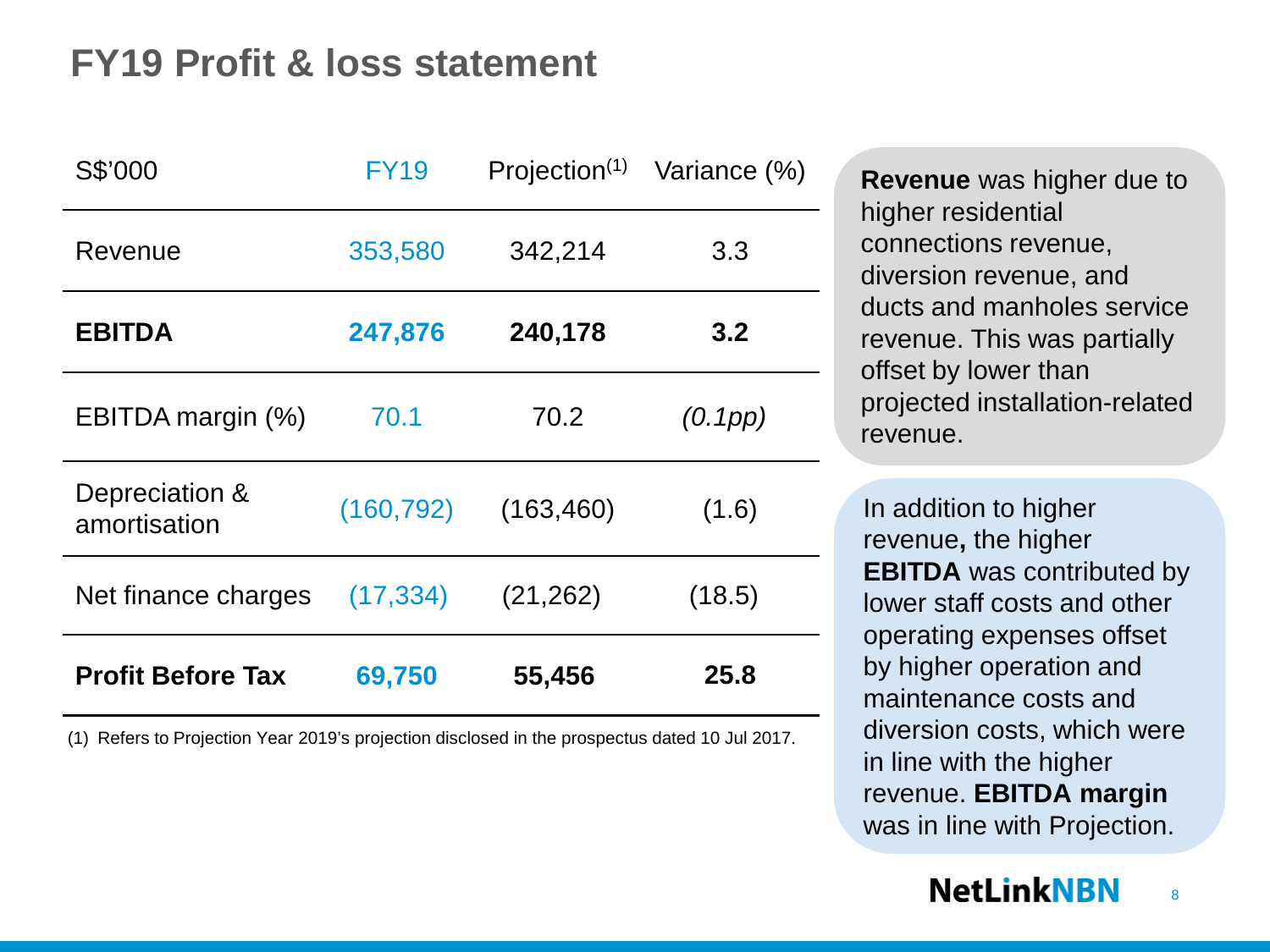# FY19 Profit & loss statement

| S$'000 | FY19 | Projection[1] | Variance (%) |
|---|---|---|---|
| Revenue | 353,580 | 342,214 | 3.3 |
| **EBITDA** | **247,876** | **240,178** | **3.2** |
| EBITDA margin (%) | 70.1 | 70.2 | *(0.1pp)* |
| Depreciation & amortisation | (160,792) | (163,460) | (1.6) |
| Net finance charges | (17,334) | (21,262) | (18.5) |
| **Profit Before Tax** | **69,750** | **55,456** | **25.8** |

(1) Refers to Projection Year 2019's projection disclosed in the prospectus dated 10 Jul 2017.

**Revenue** was higher due to higher residential connections revenue, diversion revenue, and ducts and manholes service revenue. This was partially offset by lower than projected installation-related revenue.

In addition to higher revenue**,** the higher **EBITDA** was contributed by lower staff costs and other operating expenses offset by higher operation and maintenance costs and diversion costs, which were in line with the higher revenue. **EBITDA margin** was in line with Projection.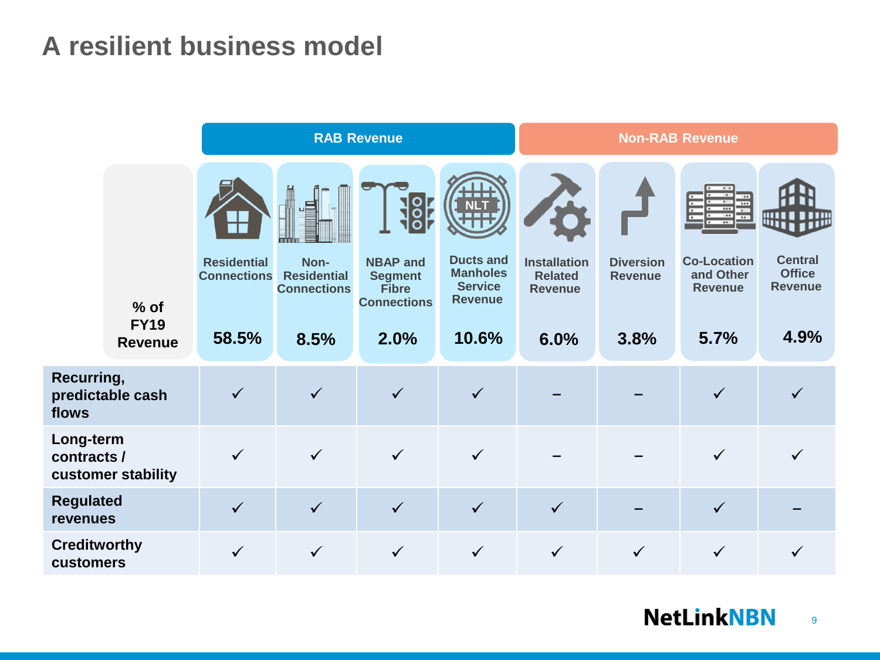# A resilient business model

| | RAB Revenue | | | | Non-RAB Revenue | | | |
|---|---|---|---|---|---|---|---|---|
| | Residential Connections | Non-Residential Connections | NBAP and Segment Fibre Connections | Ducts and Manholes Service Revenue | Installation Related Revenue | Diversion Revenue | Co-Location and Other Revenue | Central Office Revenue |
| **% of FY19 Revenue** | **58.5%** | **8.5%** | **2.0%** | **10.6%** | **6.0%** | **3.8%** | **5.7%** | **4.9%** |
| **Recurring, predictable cash flows** | ✓ | ✓ | ✓ | ✓ | – | – | ✓ | ✓ |
| **Long-term contracts / customer stability** | ✓ | ✓ | ✓ | ✓ | – | – | ✓ | ✓ |
| **Regulated revenues** | ✓ | ✓ | ✓ | ✓ | ✓ | – | ✓ | – |
| **Creditworthy customers** | ✓ | ✓ | ✓ | ✓ | ✓ | ✓ | ✓ | ✓ |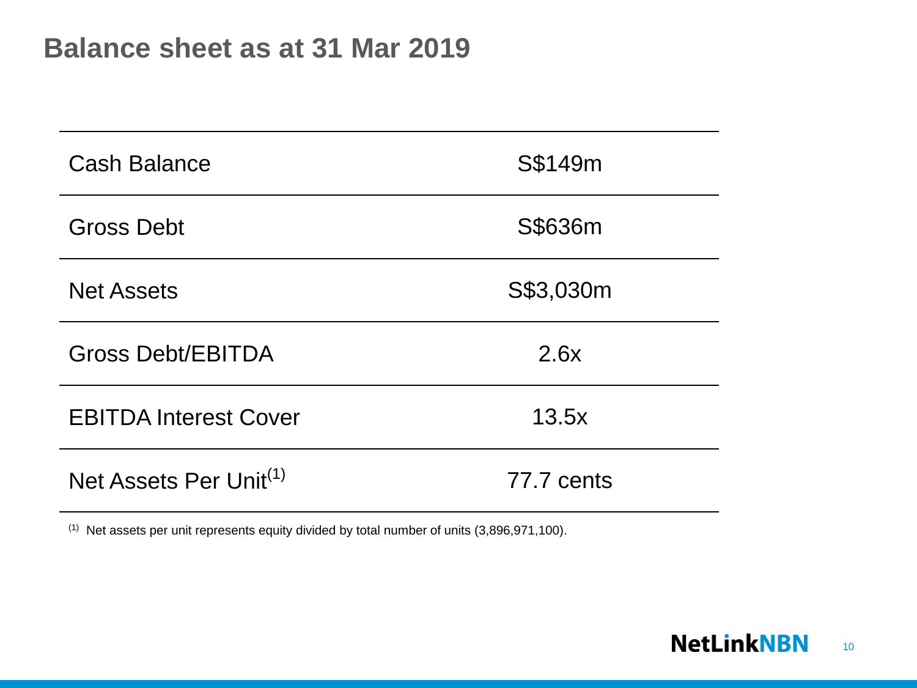# Balance sheet as at 31 Mar 2019

| | |
|---|---|
| Cash Balance | S$149m |
| Gross Debt | S$636m |
| Net Assets | S$3,030m |
| Gross Debt/EBITDA | 2.6x |
| EBITDA Interest Cover | 13.5x |
| Net Assets Per Unit[1] | 77.7 cents |

[1] Net assets per unit represents equity divided by total number of units (3,896,971,100).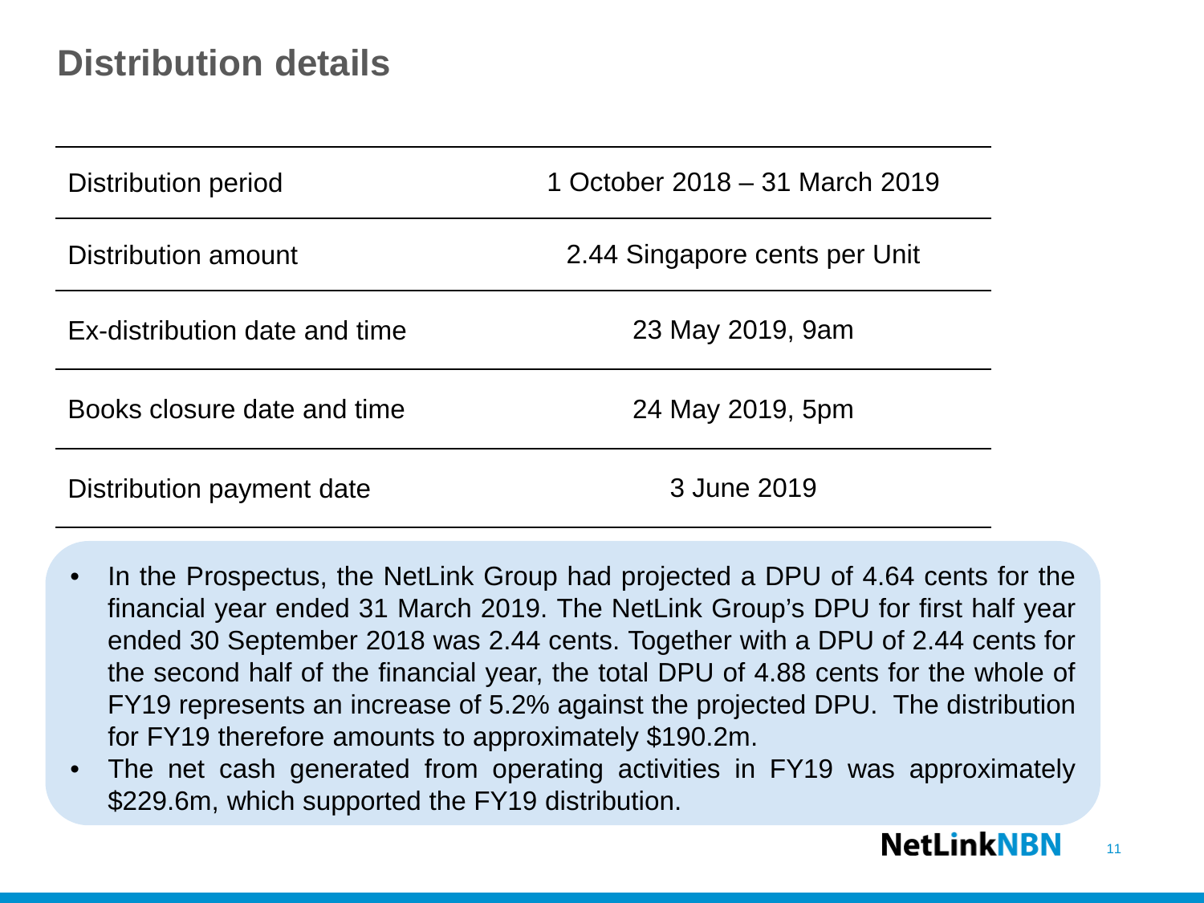# Distribution details

| | |
|---|---|
| Distribution period | 1 October 2018 – 31 March 2019 |
| Distribution amount | 2.44 Singapore cents per Unit |
| Ex-distribution date and time | 23 May 2019, 9am |
| Books closure date and time | 24 May 2019, 5pm |
| Distribution payment date | 3 June 2019 |

- In the Prospectus, the NetLink Group had projected a DPU of 4.64 cents for the financial year ended 31 March 2019. The NetLink Group's DPU for first half year ended 30 September 2018 was 2.44 cents. Together with a DPU of 2.44 cents for the second half of the financial year, the total DPU of 4.88 cents for the whole of FY19 represents an increase of 5.2% against the projected DPU. The distribution for FY19 therefore amounts to approximately $190.2m.
- The net cash generated from operating activities in FY19 was approximately $229.6m, which supported the FY19 distribution.

NetLinkNBN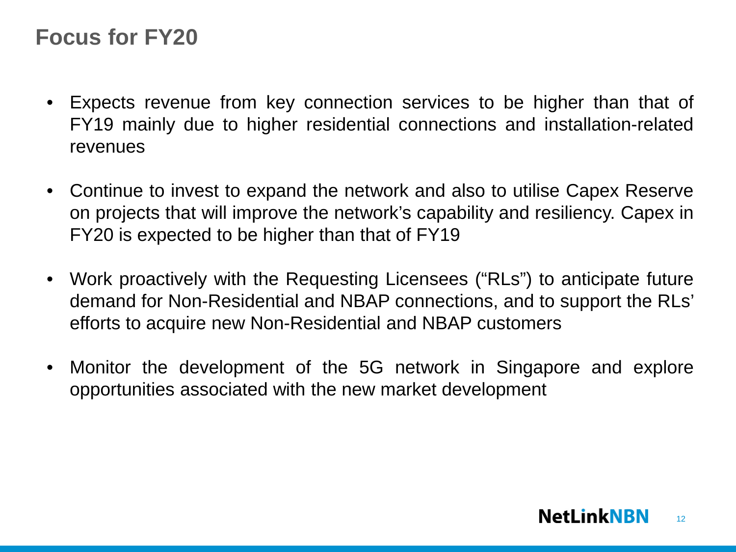# Focus for FY20

- Expects revenue from key connection services to be higher than that of FY19 mainly due to higher residential connections and installation-related revenues
- Continue to invest to expand the network and also to utilise Capex Reserve on projects that will improve the network's capability and resiliency. Capex in FY20 is expected to be higher than that of FY19
- Work proactively with the Requesting Licensees ("RLs") to anticipate future demand for Non-Residential and NBAP connections, and to support the RLs' efforts to acquire new Non-Residential and NBAP customers
- Monitor the development of the 5G network in Singapore and explore opportunities associated with the new market development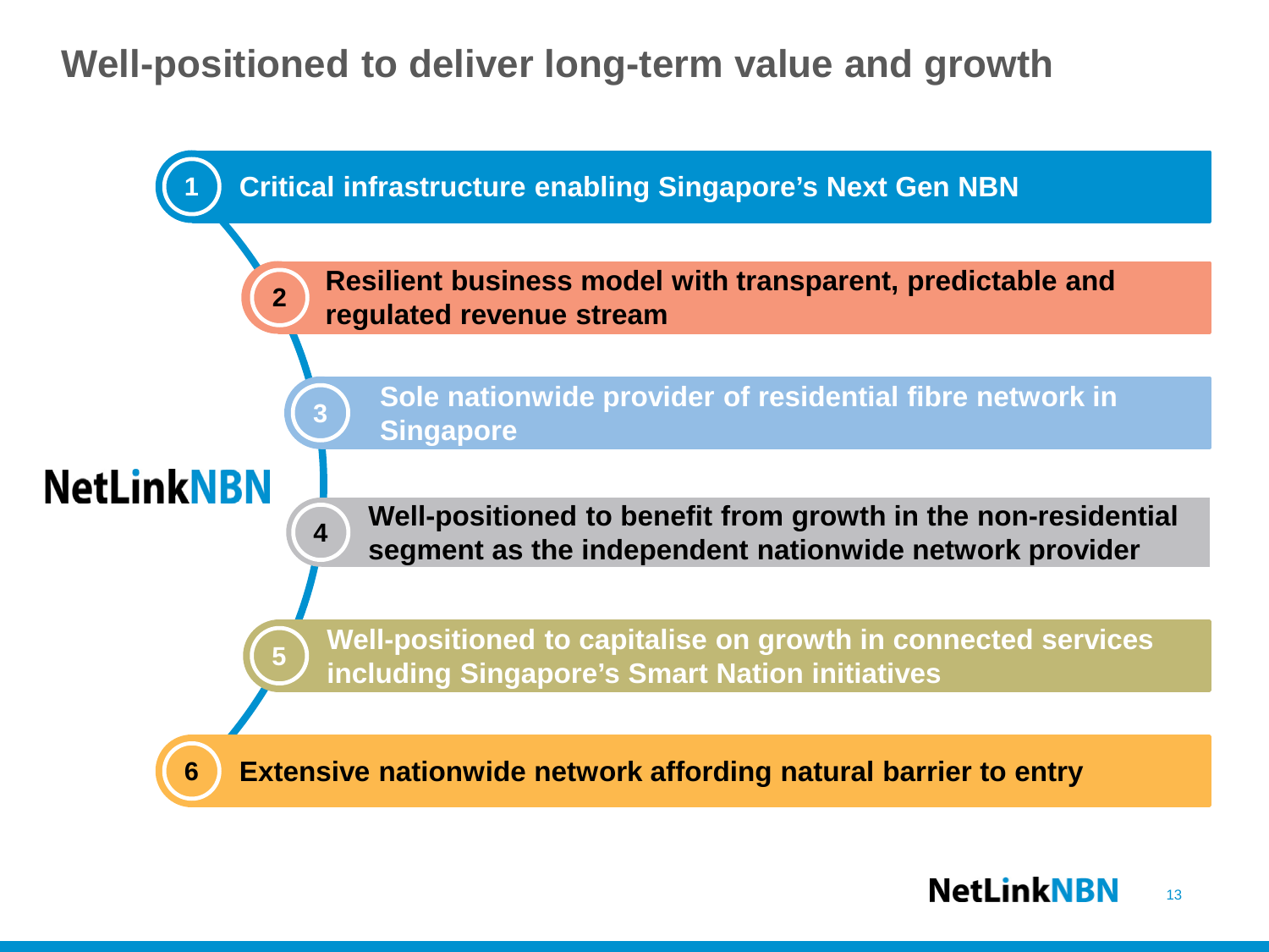# Well-positioned to deliver long-term value and growth

NetLinkNBN

1. Critical infrastructure enabling Singapore's Next Gen NBN
2. Resilient business model with transparent, predictable and regulated revenue stream
3. Sole nationwide provider of residential fibre network in Singapore
4. Well-positioned to benefit from growth in the non-residential segment as the independent nationwide network provider
5. Well-positioned to capitalise on growth in connected services including Singapore's Smart Nation initiatives
6. Extensive nationwide network affording natural barrier to entry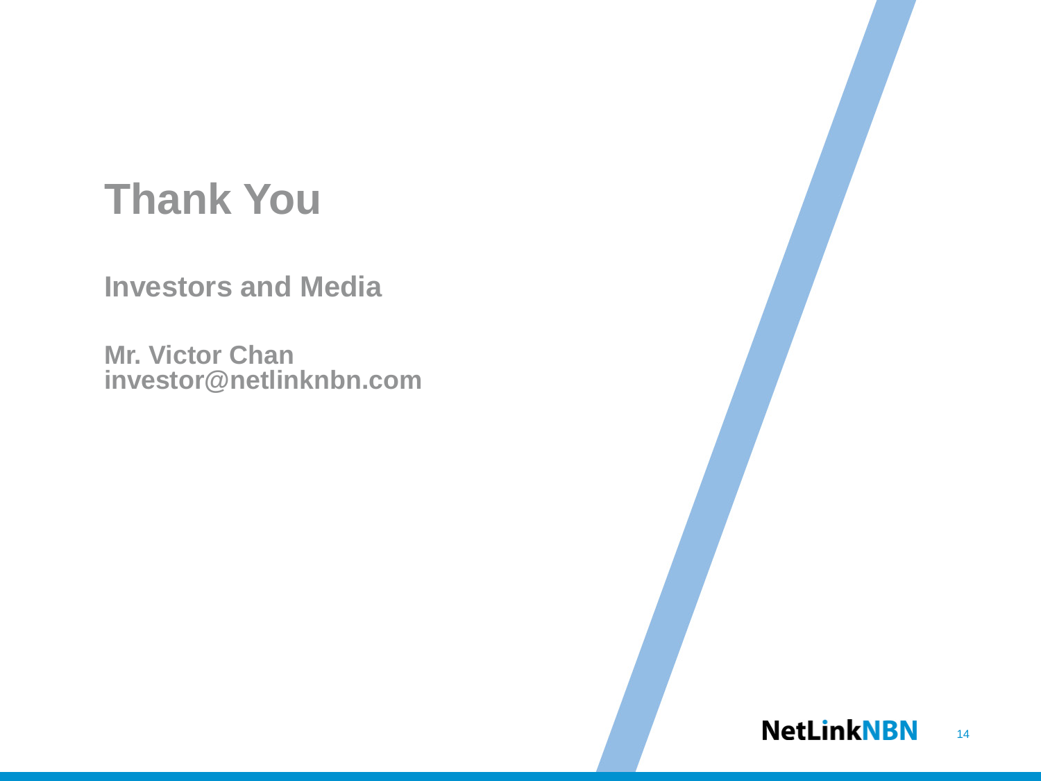# Thank You

## Investors and Media

**Mr. Victor Chan**
**investor@netlinknbn.com**

NetLinkNBN